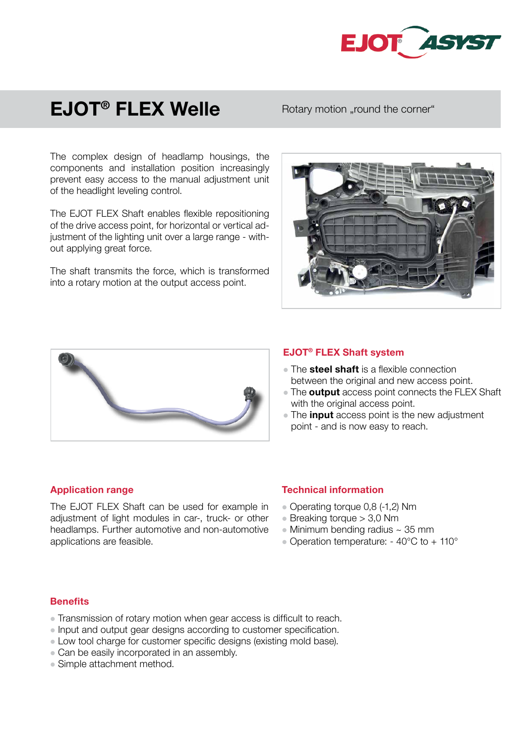# EJOT® FLEX Welle

Rotary motion „round the corner"

The complex design of headlamp housings, the components and installation position increasingly prevent easy access to the manual adjustment unit of the headlight leveling control.

The EJOT FLEX Shaft enables flexible repositioning of the drive access point, for horizontal or vertical adjustment of the lighting unit over a large range - without applying great force.

The shaft transmits the force, which is transformed into a rotary motion at the output access point.

## EJOT® FLEX Shaft system

- The **steel shaft** is a flexible connection between the original and new access point.
- The **output** access point connects the FLEX Shaft with the original access point.
- The **input** access point is the new adjustment point - and is now easy to reach.

## Application range

The EJOT FLEX Shaft can be used for example in adjustment of light modules in car-, truck- or other headlamps. Further automotive and non-automotive applications are feasible.

## Technical information

- Operating torque 0,8 (-1,2) Nm
- Breaking torque > 3,0 Nm
- Minimum bending radius ~ 35 mm
- Operation temperature: - 40°C to + 110°

## Benefits

- Transmission of rotary motion when gear access is difficult to reach.
- Input and output gear designs according to customer specification.
- Low tool charge for customer specific designs (existing mold base).
- Can be easily incorporated in an assembly.
- Simple attachment method.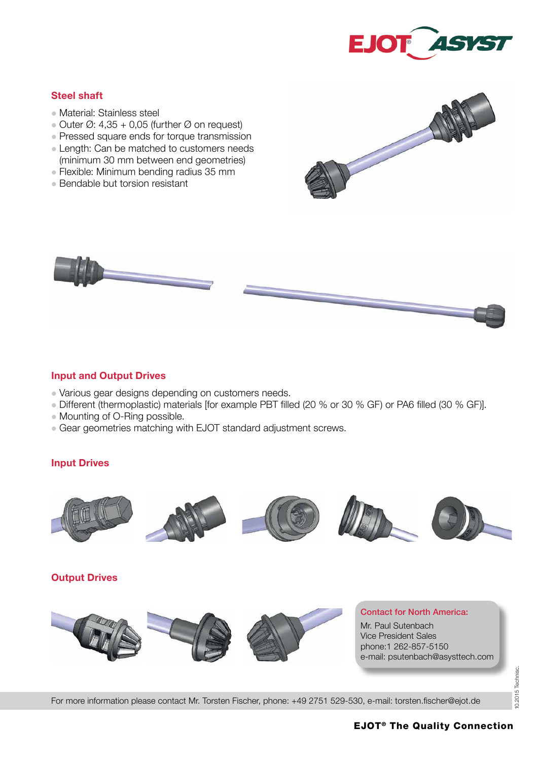## Steel shaft

- Material: Stainless steel
- Outer Ø: 4,35 + 0,05 (further Ø on request)
- Pressed square ends for torque transmission
- Length: Can be matched to customers needs (minimum 30 mm between end geometries)
- Flexible: Minimum bending radius 35 mm
- Bendable but torsion resistant

## Input and Output Drives

- Various gear designs depending on customers needs.
- Different (thermoplastic) materials [for example PBT filled (20 % or 30 % GF) or PA6 filled (30 % GF)].
- Mounting of O-Ring possible.
- Gear geometries matching with EJOT standard adjustment screws.

## Input Drives

## Output Drives

**Contact for North America:**

Mr. Paul Sutenbach
Vice President Sales
phone:1 262-857-5150
e-mail: psutenbach@asysttech.com

For more information please contact Mr. Torsten Fischer, phone: +49 2751 529-530, e-mail: torsten.fischer@ejot.de

10.2015 Technisc.

**EJOT® The Quality Connection**